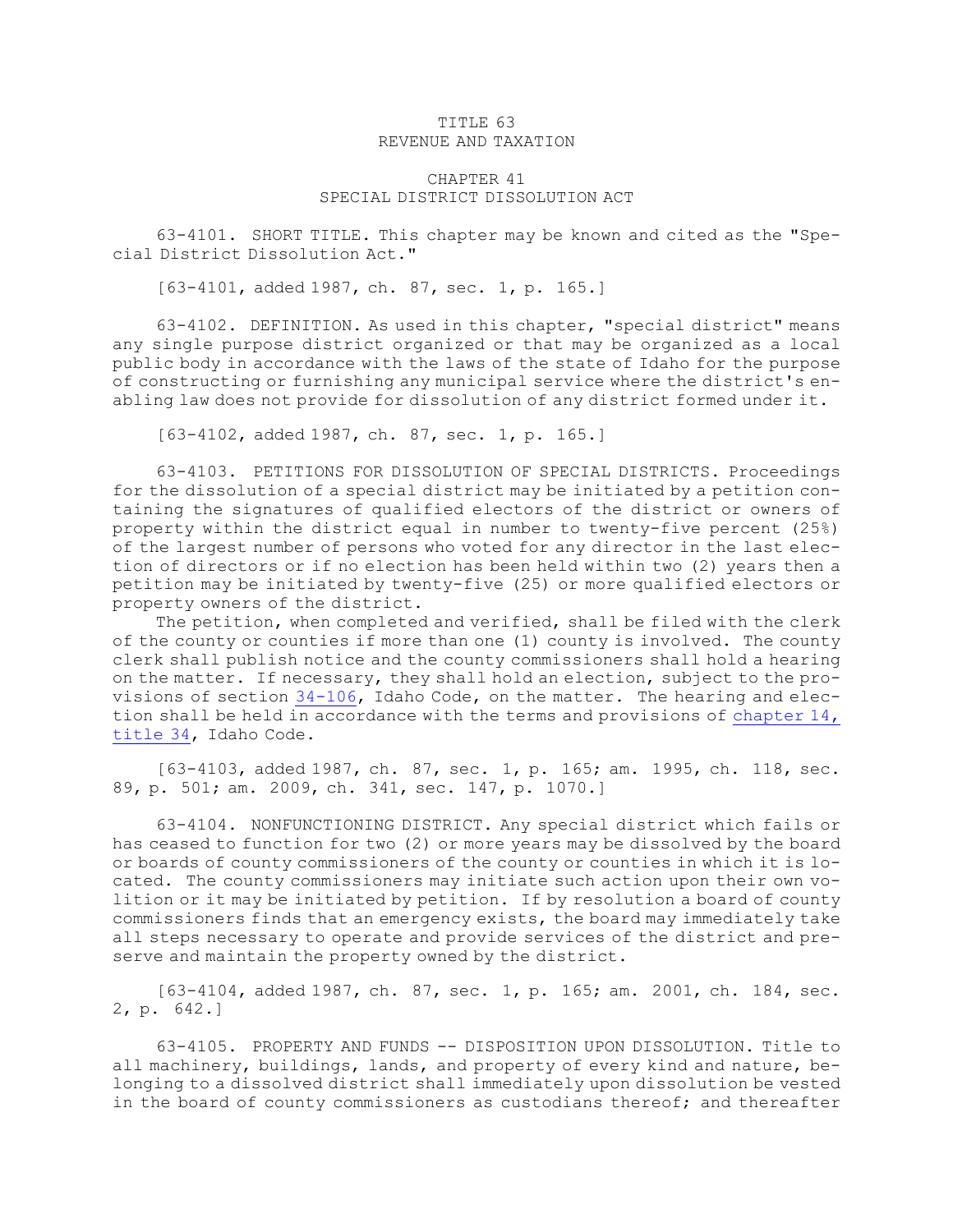# TITLE 63
# REVENUE AND TAXATION

## CHAPTER 41
## SPECIAL DISTRICT DISSOLUTION ACT

63-4101. SHORT TITLE. This chapter may be known and cited as the "Special District Dissolution Act."

[63-4101, added 1987, ch. 87, sec. 1, p. 165.]

63-4102. DEFINITION. As used in this chapter, "special district" means any single purpose district organized or that may be organized as a local public body in accordance with the laws of the state of Idaho for the purpose of constructing or furnishing any municipal service where the district's enabling law does not provide for dissolution of any district formed under it.

[63-4102, added 1987, ch. 87, sec. 1, p. 165.]

63-4103. PETITIONS FOR DISSOLUTION OF SPECIAL DISTRICTS. Proceedings for the dissolution of a special district may be initiated by a petition containing the signatures of qualified electors of the district or owners of property within the district equal in number to twenty-five percent (25%) of the largest number of persons who voted for any director in the last election of directors or if no election has been held within two (2) years then a petition may be initiated by twenty-five (25) or more qualified electors or property owners of the district.

The petition, when completed and verified, shall be filed with the clerk of the county or counties if more than one (1) county is involved. The county clerk shall publish notice and the county commissioners shall hold a hearing on the matter. If necessary, they shall hold an election, subject to the provisions of section 34-106, Idaho Code, on the matter. The hearing and election shall be held in accordance with the terms and provisions of chapter 14, title 34, Idaho Code.

[63-4103, added 1987, ch. 87, sec. 1, p. 165; am. 1995, ch. 118, sec. 89, p. 501; am. 2009, ch. 341, sec. 147, p. 1070.]

63-4104. NONFUNCTIONING DISTRICT. Any special district which fails or has ceased to function for two (2) or more years may be dissolved by the board or boards of county commissioners of the county or counties in which it is located. The county commissioners may initiate such action upon their own volition or it may be initiated by petition. If by resolution a board of county commissioners finds that an emergency exists, the board may immediately take all steps necessary to operate and provide services of the district and preserve and maintain the property owned by the district.

[63-4104, added 1987, ch. 87, sec. 1, p. 165; am. 2001, ch. 184, sec. 2, p. 642.]

63-4105. PROPERTY AND FUNDS -- DISPOSITION UPON DISSOLUTION. Title to all machinery, buildings, lands, and property of every kind and nature, belonging to a dissolved district shall immediately upon dissolution be vested in the board of county commissioners as custodians thereof; and thereafter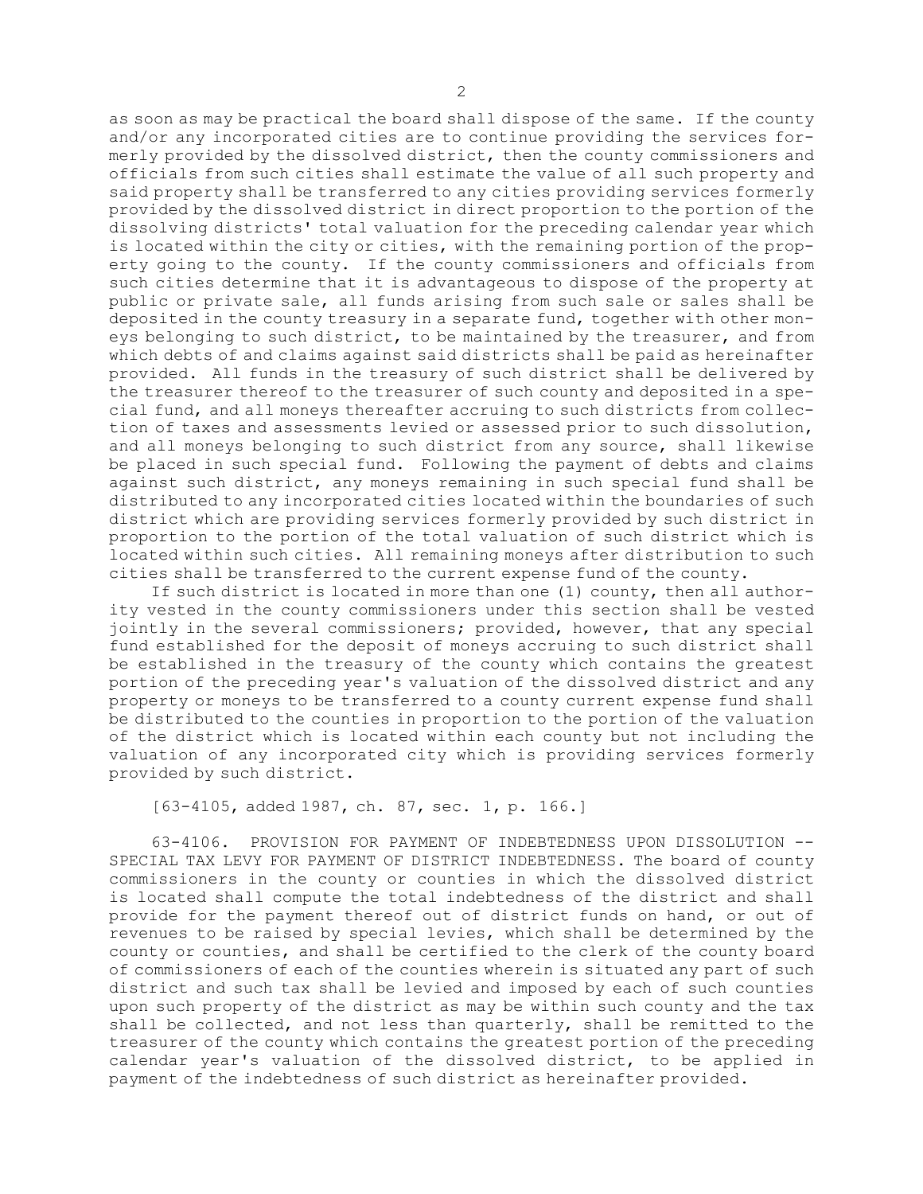as soon as may be practical the board shall dispose of the same. If the county and/or any incorporated cities are to continue providing the services formerly provided by the dissolved district, then the county commissioners and officials from such cities shall estimate the value of all such property and said property shall be transferred to any cities providing services formerly provided by the dissolved district in direct proportion to the portion of the dissolving districts' total valuation for the preceding calendar year which is located within the city or cities, with the remaining portion of the property going to the county. If the county commissioners and officials from such cities determine that it is advantageous to dispose of the property at public or private sale, all funds arising from such sale or sales shall be deposited in the county treasury in a separate fund, together with other moneys belonging to such district, to be maintained by the treasurer, and from which debts of and claims against said districts shall be paid as hereinafter provided. All funds in the treasury of such district shall be delivered by the treasurer thereof to the treasurer of such county and deposited in a special fund, and all moneys thereafter accruing to such districts from collection of taxes and assessments levied or assessed prior to such dissolution, and all moneys belonging to such district from any source, shall likewise be placed in such special fund. Following the payment of debts and claims against such district, any moneys remaining in such special fund shall be distributed to any incorporated cities located within the boundaries of such district which are providing services formerly provided by such district in proportion to the portion of the total valuation of such district which is located within such cities. All remaining moneys after distribution to such cities shall be transferred to the current expense fund of the county.

If such district is located in more than one (1) county, then all authority vested in the county commissioners under this section shall be vested jointly in the several commissioners; provided, however, that any special fund established for the deposit of moneys accruing to such district shall be established in the treasury of the county which contains the greatest portion of the preceding year's valuation of the dissolved district and any property or moneys to be transferred to a county current expense fund shall be distributed to the counties in proportion to the portion of the valuation of the district which is located within each county but not including the valuation of any incorporated city which is providing services formerly provided by such district.

[63-4105, added 1987, ch. 87, sec. 1, p. 166.]

63-4106. PROVISION FOR PAYMENT OF INDEBTEDNESS UPON DISSOLUTION -- SPECIAL TAX LEVY FOR PAYMENT OF DISTRICT INDEBTEDNESS. The board of county commissioners in the county or counties in which the dissolved district is located shall compute the total indebtedness of the district and shall provide for the payment thereof out of district funds on hand, or out of revenues to be raised by special levies, which shall be determined by the county or counties, and shall be certified to the clerk of the county board of commissioners of each of the counties wherein is situated any part of such district and such tax shall be levied and imposed by each of such counties upon such property of the district as may be within such county and the tax shall be collected, and not less than quarterly, shall be remitted to the treasurer of the county which contains the greatest portion of the preceding calendar year's valuation of the dissolved district, to be applied in payment of the indebtedness of such district as hereinafter provided.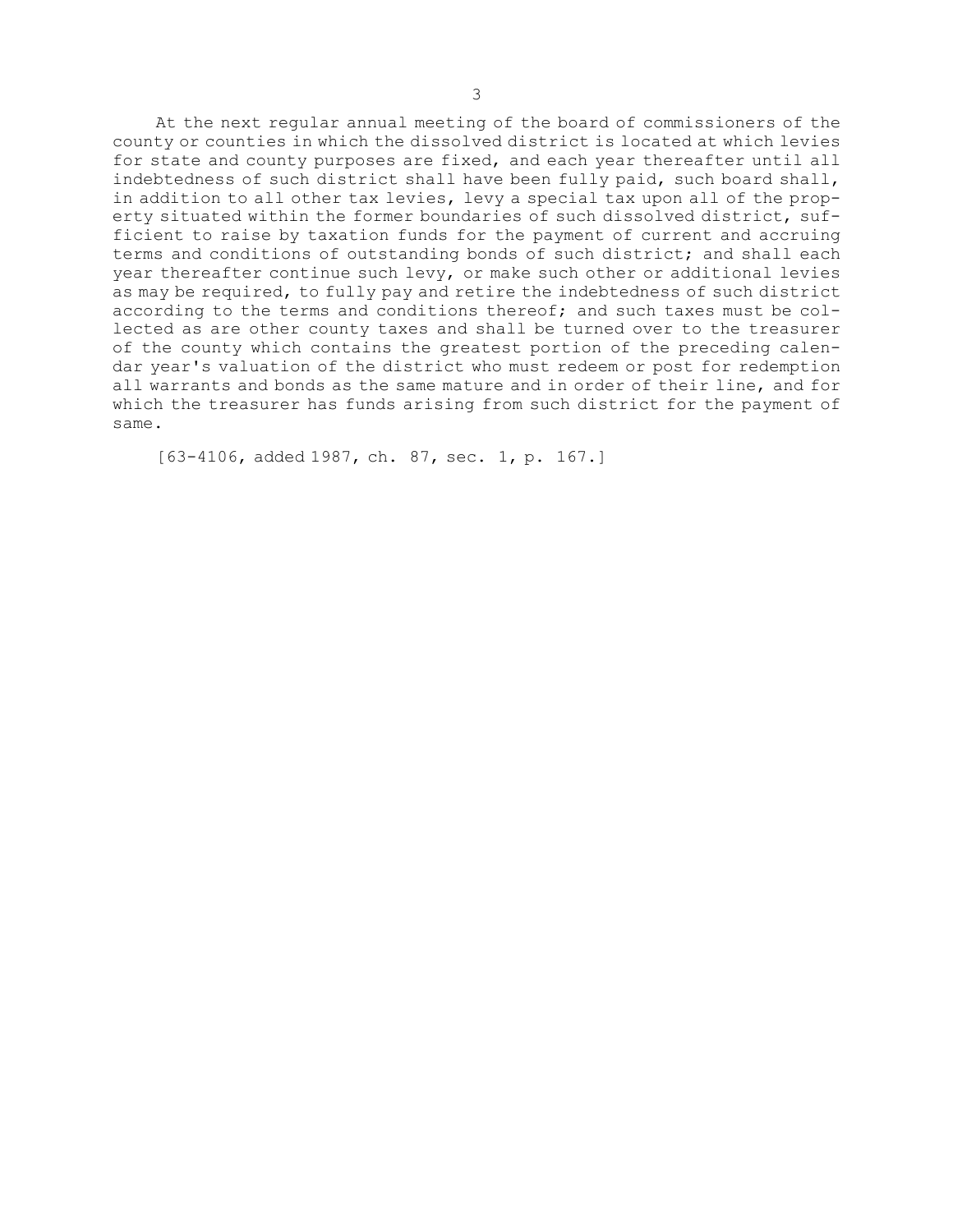At the next regular annual meeting of the board of commissioners of the county or counties in which the dissolved district is located at which levies for state and county purposes are fixed, and each year thereafter until all indebtedness of such district shall have been fully paid, such board shall, in addition to all other tax levies, levy a special tax upon all of the property situated within the former boundaries of such dissolved district, sufficient to raise by taxation funds for the payment of current and accruing terms and conditions of outstanding bonds of such district; and shall each year thereafter continue such levy, or make such other or additional levies as may be required, to fully pay and retire the indebtedness of such district according to the terms and conditions thereof; and such taxes must be collected as are other county taxes and shall be turned over to the treasurer of the county which contains the greatest portion of the preceding calendar year's valuation of the district who must redeem or post for redemption all warrants and bonds as the same mature and in order of their line, and for which the treasurer has funds arising from such district for the payment of same.

[63-4106, added 1987, ch. 87, sec. 1, p. 167.]